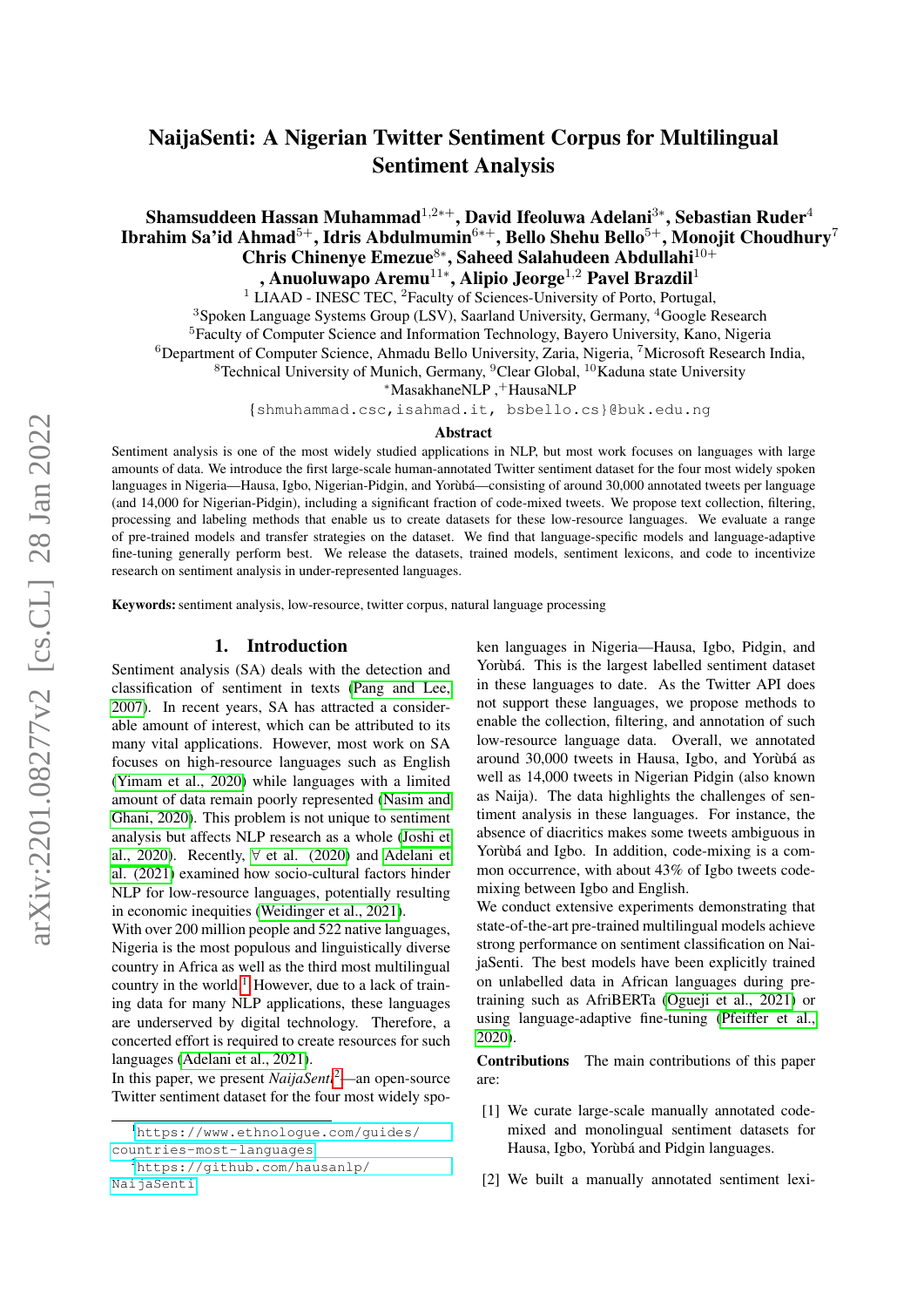# NaijaSenti: A Nigerian Twitter Sentiment Corpus for Multilingual Sentiment Analysis

**Shamsuddeen Hassan Muhammad**[1,2*+], **David Ifeoluwa Adelani**[3*], **Sebastian Ruder**[4]
**Ibrahim Sa'id Ahmad**[5+], **Idris Abdulmumin**[6*+], **Bello Shehu Bello**[5+], **Monojit Choudhury**[7]
**Chris Chinenye Emezue**[8*], **Saheed Salahudeen Abdullahi**[10+]
, **Anuoluwapo Aremu**[11*], **Alipio Jeorge**[1,2] **Pavel Brazdil**[1]

[1] LIAAD - INESC TEC, [2]Faculty of Sciences-University of Porto, Portugal,
[3]Spoken Language Systems Group (LSV), Saarland University, Germany, [4]Google Research
[5]Faculty of Computer Science and Information Technology, Bayero University, Kano, Nigeria
[6]Department of Computer Science, Ahmadu Bello University, Zaria, Nigeria, [7]Microsoft Research India,
[8]Technical University of Munich, Germany, [9]Clear Global, [10]Kaduna state University
[*]MasakhaneNLP ,[+]HausaNLP

{shmuhammad.csc,isahmad.it, bsbello.cs}@buk.edu.ng

## Abstract

Sentiment analysis is one of the most widely studied applications in NLP, but most work focuses on languages with large amounts of data. We introduce the first large-scale human-annotated Twitter sentiment dataset for the four most widely spoken languages in Nigeria—Hausa, Igbo, Nigerian-Pidgin, and Yorùbá—consisting of around 30,000 annotated tweets per language (and 14,000 for Nigerian-Pidgin), including a significant fraction of code-mixed tweets. We propose text collection, filtering, processing and labeling methods that enable us to create datasets for these low-resource languages. We evaluate a range of pre-trained models and transfer strategies on the dataset. We find that language-specific models and language-adaptive fine-tuning generally perform best. We release the datasets, trained models, sentiment lexicons, and code to incentivize research on sentiment analysis in under-represented languages.

**Keywords:** sentiment analysis, low-resource, twitter corpus, natural language processing

## 1. Introduction

Sentiment analysis (SA) deals with the detection and classification of sentiment in texts (Pang and Lee, 2007). In recent years, SA has attracted a considerable amount of interest, which can be attributed to its many vital applications. However, most work on SA focuses on high-resource languages such as English (Yimam et al., 2020) while languages with a limited amount of data remain poorly represented (Nasim and Ghani, 2020). This problem is not unique to sentiment analysis but affects NLP research as a whole (Joshi et al., 2020). Recently, ∀ et al. (2020) and Adelani et al. (2021) examined how socio-cultural factors hinder NLP for low-resource languages, potentially resulting in economic inequities (Weidinger et al., 2021).

With over 200 million people and 522 native languages, Nigeria is the most populous and linguistically diverse country in Africa as well as the third most multilingual country in the world.[1] However, due to a lack of training data for many NLP applications, these languages are underserved by digital technology. Therefore, a concerted effort is required to create resources for such languages (Adelani et al., 2021).

In this paper, we present *NaijaSenti*[2]—an open-source Twitter sentiment dataset for the four most widely spoken languages in Nigeria—Hausa, Igbo, Pidgin, and Yorùbá. This is the largest labelled sentiment dataset in these languages to date. As the Twitter API does not support these languages, we propose methods to enable the collection, filtering, and annotation of such low-resource language data. Overall, we annotated around 30,000 tweets in Hausa, Igbo, and Yorùbá as well as 14,000 tweets in Nigerian Pidgin (also known as Naija). The data highlights the challenges of sentiment analysis in these languages. For instance, the absence of diacritics makes some tweets ambiguous in Yorùbá and Igbo. In addition, code-mixing is a common occurrence, with about 43% of Igbo tweets code-mixing between Igbo and English.

We conduct extensive experiments demonstrating that state-of-the-art pre-trained multilingual models achieve strong performance on sentiment classification on NaijaSenti. The best models have been explicitly trained on unlabelled data in African languages during pre-training such as AfriBERTa (Ogueji et al., 2021) or using language-adaptive fine-tuning (Pfeiffer et al., 2020).

**Contributions** The main contributions of this paper are:

[1] We curate large-scale manually annotated code-mixed and monolingual sentiment datasets for Hausa, Igbo, Yorùbá and Pidgin languages.

[2] We built a manually annotated sentiment lexi-

[1]https://www.ethnologue.com/guides/countries-most-languages

[2]https://github.com/hausanlp/NaijaSenti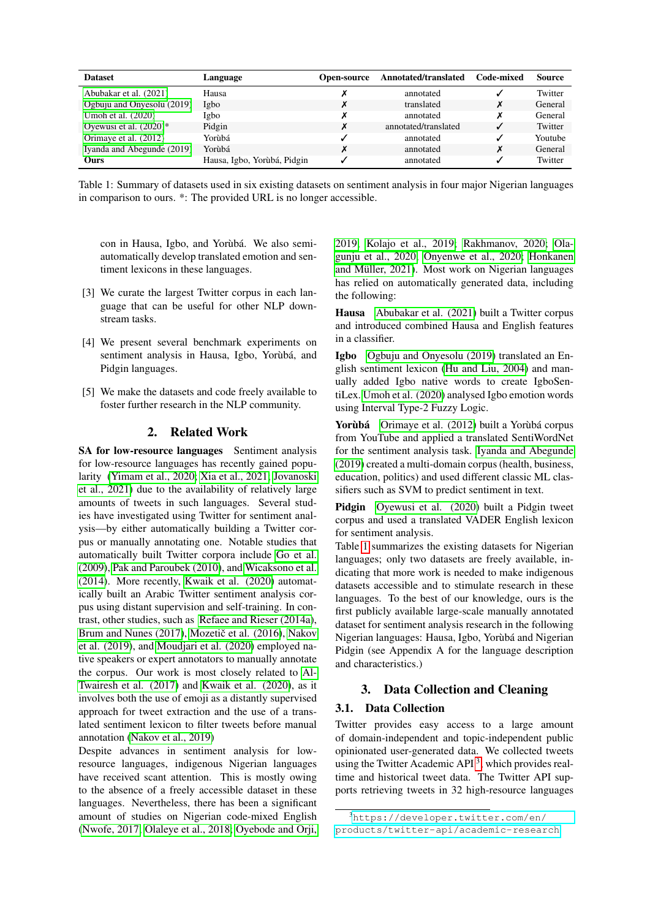| Dataset | Language | Open-source | Annotated/translated | Code-mixed | Source |
|---|---|---|---|---|---|
| Abubakar et al. (2021) | Hausa | ✗ | annotated | ✓ | Twitter |
| Ogbuju and Onyesolu (2019) | Igbo | ✗ | translated | ✗ | General |
| Umoh et al. (2020) | Igbo | ✗ | annotated | ✗ | General |
| Oyewusi et al. (2020)* | Pidgin | ✗ | annotated/translated | ✓ | Twitter |
| Orimaye et al. (2012) | Yorùbá | ✓ | annotated | ✓ | Youtube |
| Iyanda and Abegunde (2019) | Yorùbá | ✗ | annotated | ✗ | General |
| **Ours** | Hausa, Igbo, Yorùbá, Pidgin | ✓ | annotated | ✓ | Twitter |

Table 1: Summary of datasets used in six existing datasets on sentiment analysis in four major Nigerian languages in comparison to ours. *: The provided URL is no longer accessible.

con in Hausa, Igbo, and Yorùbá. We also semi-automatically develop translated emotion and sentiment lexicons in these languages.

[3] We curate the largest Twitter corpus in each language that can be useful for other NLP downstream tasks.

[4] We present several benchmark experiments on sentiment analysis in Hausa, Igbo, Yorùbá, and Pidgin languages.

[5] We make the datasets and code freely available to foster further research in the NLP community.

## 2. Related Work

**SA for low-resource languages** Sentiment analysis for low-resource languages has recently gained popularity (Yimam et al., 2020; Xia et al., 2021; Jovanoski et al., 2021) due to the availability of relatively large amounts of tweets in such languages. Several studies have investigated using Twitter for sentiment analysis—by either automatically building a Twitter corpus or manually annotating one. Notable studies that automatically built Twitter corpora include Go et al. (2009), Pak and Paroubek (2010), and Wicaksono et al. (2014). More recently, Kwaik et al. (2020) automatically built an Arabic Twitter sentiment analysis corpus using distant supervision and self-training. In contrast, other studies, such as Refaee and Rieser (2014a), Brum and Nunes (2017), Mozetič et al. (2016), Nakov et al. (2019), and Moudjari et al. (2020) employed native speakers or expert annotators to manually annotate the corpus. Our work is most closely related to Al-Twairesh et al. (2017) and Kwaik et al. (2020), as it involves both the use of emoji as a distantly supervised approach for tweet extraction and the use of a translated sentiment lexicon to filter tweets before manual annotation (Nakov et al., 2019)

Despite advances in sentiment analysis for low-resource languages, indigenous Nigerian languages have received scant attention. This is mostly owing to the absence of a freely accessible dataset in these languages. Nevertheless, there has been a significant amount of studies on Nigerian code-mixed English (Nwofe, 2017; Olaleye et al., 2018; Oyebode and Orji, 2019; Kolajo et al., 2019; Rakhmanov, 2020; Olagunju et al., 2020; Onyenwe et al., 2020; Honkanen and Müller, 2021). Most work on Nigerian languages has relied on automatically generated data, including the following:

**Hausa** Abubakar et al. (2021) built a Twitter corpus and introduced combined Hausa and English features in a classifier.

**Igbo** Ogbuju and Onyesolu (2019) translated an English sentiment lexicon (Hu and Liu, 2004) and manually added Igbo native words to create IgboSentiLex. Umoh et al. (2020) analysed Igbo emotion words using Interval Type-2 Fuzzy Logic.

**Yorùbá** Orimaye et al. (2012) built a Yorùbá corpus from YouTube and applied a translated SentiWordNet for the sentiment analysis task. Iyanda and Abegunde (2019) created a multi-domain corpus (health, business, education, politics) and used different classic ML classifiers such as SVM to predict sentiment in text.

**Pidgin** Oyewusi et al. (2020) built a Pidgin tweet corpus and used a translated VADER English lexicon for sentiment analysis.

Table 1 summarizes the existing datasets for Nigerian languages; only two datasets are freely available, indicating that more work is needed to make indigenous datasets accessible and to stimulate research in these languages. To the best of our knowledge, ours is the first publicly available large-scale manually annotated dataset for sentiment analysis research in the following Nigerian languages: Hausa, Igbo, Yorùbá and Nigerian Pidgin (see Appendix A for the language description and characteristics.)

## 3. Data Collection and Cleaning

### 3.1. Data Collection

Twitter provides easy access to a large amount of domain-independent and topic-independent public opinionated user-generated data. We collected tweets using the Twitter Academic API[3], which provides real-time and historical tweet data. The Twitter API supports retrieving tweets in 32 high-resource languages

[3] https://developer.twitter.com/en/products/twitter-api/academic-research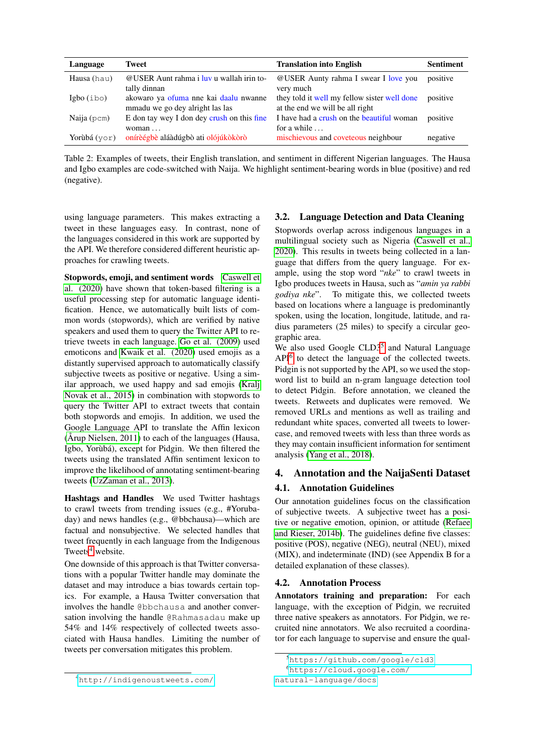| Language | Tweet | Translation into English | Sentiment |
|---|---|---|---|
| Hausa (hau) | @USER Aunt rahma i luv u wallah irin totally dinnan | @USER Aunty rahma I swear I love you very much | positive |
| Igbo (ibo) | akowaro ya ofuma nne kai daalu nwanne mmadu we go dey alright las las | they told it well my fellow sister well done at the end we will be all right | positive |
| Naija (pcm) | E don tay wey I don dey crush on this fine woman ... | I have had a crush on the beautiful woman for a while ... | positive |
| Yorùbá (yor) | onírèégbè aláàdúgbò ati olójúkòkòrò | mischievous and coveteous neighbour | negative |

Table 2: Examples of tweets, their English translation, and sentiment in different Nigerian languages. The Hausa and Igbo examples are code-switched with Naija. We highlight sentiment-bearing words in blue (positive) and red (negative).

using language parameters. This makes extracting a tweet in these languages easy. In contrast, none of the languages considered in this work are supported by the API. We therefore considered different heuristic approaches for crawling tweets.

**Stopwords, emoji, and sentiment words** Caswell et al. (2020) have shown that token-based filtering is a useful processing step for automatic language identification. Hence, we automatically built lists of common words (stopwords), which are verified by native speakers and used them to query the Twitter API to retrieve tweets in each language. Go et al. (2009) used emoticons and Kwaik et al. (2020) used emojis as a distantly supervised approach to automatically classify subjective tweets as positive or negative. Using a similar approach, we used happy and sad emojis (Kralj Novak et al., 2015) in combination with stopwords to query the Twitter API to extract tweets that contain both stopwords and emojis. In addition, we used the Google Language API to translate the Affin lexicon (Årup Nielsen, 2011) to each of the languages (Hausa, Igbo, Yorùbá), except for Pidgin. We then filtered the tweets using the translated Affin sentiment lexicon to improve the likelihood of annotating sentiment-bearing tweets (UzZaman et al., 2013).

**Hashtags and Handles** We used Twitter hashtags to crawl tweets from trending issues (e.g., #Yorubaday) and news handles (e.g., @bbchausa)—which are factual and nonsubjective. We selected handles that tweet frequently in each language from the Indigenous Tweets[4] website.

One downside of this approach is that Twitter conversations with a popular Twitter handle may dominate the dataset and may introduce a bias towards certain topics. For example, a Hausa Twitter conversation that involves the handle @bbchausa and another conversation involving the handle @Rahmasadau make up 54% and 14% respectively of collected tweets associated with Hausa handles. Limiting the number of tweets per conversation mitigates this problem.

[4] http://indigenoustweets.com/

### 3.2. Language Detection and Data Cleaning

Stopwords overlap across indigenous languages in a multilingual society such as Nigeria (Caswell et al., 2020). This results in tweets being collected in a language that differs from the query language. For example, using the stop word "*nke*" to crawl tweets in Igbo produces tweets in Hausa, such as "*amin ya rabbi godiya nke*". To mitigate this, we collected tweets based on locations where a language is predominantly spoken, using the location, longitude, latitude, and radius parameters (25 miles) to specify a circular geographic area.

We also used Google CLD3[5] and Natural Language API[6] to detect the language of the collected tweets. Pidgin is not supported by the API, so we used the stopword list to build an n-gram language detection tool to detect Pidgin. Before annotation, we cleaned the tweets. Retweets and duplicates were removed. We removed URLs and mentions as well as trailing and redundant white spaces, converted all tweets to lowercase, and removed tweets with less than three words as they may contain insufficient information for sentiment analysis (Yang et al., 2018).

## 4. Annotation and the NaijaSenti Dataset

### 4.1. Annotation Guidelines

Our annotation guidelines focus on the classification of subjective tweets. A subjective tweet has a positive or negative emotion, opinion, or attitude (Refaee and Rieser, 2014b). The guidelines define five classes: positive (POS), negative (NEG), neutral (NEU), mixed (MIX), and indeterminate (IND) (see Appendix B for a detailed explanation of these classes).

### 4.2. Annotation Process

**Annotators training and preparation:** For each language, with the exception of Pidgin, we recruited three native speakers as annotators. For Pidgin, we recruited nine annotators. We also recruited a coordinator for each language to supervise and ensure the qual-

[5] https://github.com/google/cld3

[6] https://cloud.google.com/natural-language/docs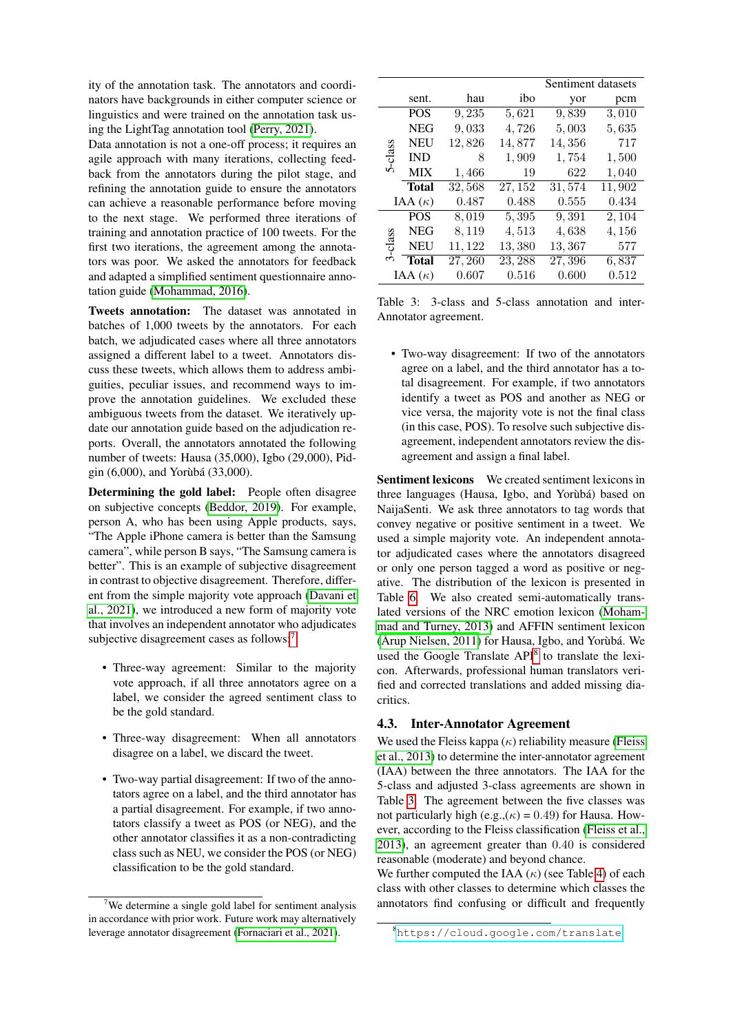ity of the annotation task. The annotators and coordinators have backgrounds in either computer science or linguistics and were trained on the annotation task using the LightTag annotation tool (Perry, 2021).

Data annotation is not a one-off process; it requires an agile approach with many iterations, collecting feedback from the annotators during the pilot stage, and refining the annotation guide to ensure the annotators can achieve a reasonable performance before moving to the next stage. We performed three iterations of training and annotation practice of 100 tweets. For the first two iterations, the agreement among the annotators was poor. We asked the annotators for feedback and adapted a simplified sentiment questionnaire annotation guide (Mohammad, 2016).

**Tweets annotation:** The dataset was annotated in batches of 1,000 tweets by the annotators. For each batch, we adjudicated cases where all three annotators assigned a different label to a tweet. Annotators discuss these tweets, which allows them to address ambiguities, peculiar issues, and recommend ways to improve the annotation guidelines. We excluded these ambiguous tweets from the dataset. We iteratively update our annotation guide based on the adjudication reports. Overall, the annotators annotated the following number of tweets: Hausa (35,000), Igbo (29,000), Pidgin (6,000), and Yorùbá (33,000).

**Determining the gold label:** People often disagree on subjective concepts (Beddor, 2019). For example, person A, who has been using Apple products, says, "The Apple iPhone camera is better than the Samsung camera", while person B says, "The Samsung camera is better". This is an example of subjective disagreement in contrast to objective disagreement. Therefore, different from the simple majority vote approach (Davani et al., 2021), we introduced a new form of majority vote that involves an independent annotator who adjudicates subjective disagreement cases as follows:[7]

- Three-way agreement: Similar to the majority vote approach, if all three annotators agree on a label, we consider the agreed sentiment class to be the gold standard.
- Three-way disagreement: When all annotators disagree on a label, we discard the tweet.
- Two-way partial disagreement: If two of the annotators agree on a label, and the third annotator has a partial disagreement. For example, if two annotators classify a tweet as POS (or NEG), and the other annotator classifies it as a non-contradicting class such as NEU, we consider the POS (or NEG) classification to be the gold standard.
- Two-way disagreement: If two of the annotators agree on a label, and the third annotator has a total disagreement. For example, if two annotators identify a tweet as POS and another as NEG or vice versa, the majority vote is not the final class (in this case, POS). To resolve such subjective disagreement, independent annotators review the disagreement and assign a final label.

[7] We determine a single gold label for sentiment analysis in accordance with prior work. Future work may alternatively leverage annotator disagreement (Fornaciari et al., 2021).

| | sent. | hau | ibo | yor | pcm |
|---|---|---|---|---|---|
| | | Sentiment datasets | | | |
| 5-class | POS | 9,235 | 5,621 | 9,839 | 3,010 |
| | NEG | 9,033 | 4,726 | 5,003 | 5,635 |
| | NEU | 12,826 | 14,877 | 14,356 | 717 |
| | IND | 8 | 1,909 | 1,754 | 1,500 |
| | MIX | 1,466 | 19 | 622 | 1,040 |
| | **Total** | 32,568 | 27,152 | 31,574 | 11,902 |
| | IAA ($\kappa$) | 0.487 | 0.488 | 0.555 | 0.434 |
| 3-class | POS | 8,019 | 5,395 | 9,391 | 2,104 |
| | NEG | 8,119 | 4,513 | 4,638 | 4,156 |
| | NEU | 11,122 | 13,380 | 13,367 | 577 |
| | **Total** | 27,260 | 23,288 | 27,396 | 6,837 |
| | IAA ($\kappa$) | 0.607 | 0.516 | 0.600 | 0.512 |

Table 3: 3-class and 5-class annotation and inter-Annotator agreement.

**Sentiment lexicons** We created sentiment lexicons in three languages (Hausa, Igbo, and Yorùbá) based on NaijaSenti. We ask three annotators to tag words that convey negative or positive sentiment in a tweet. We used a simple majority vote. An independent annotator adjudicated cases where the annotators disagreed or only one person tagged a word as positive or negative. The distribution of the lexicon is presented in Table 6. We also created semi-automatically translated versions of the NRC emotion lexicon (Mohammad and Turney, 2013) and AFFIN sentiment lexicon (Arup Nielsen, 2011) for Hausa, Igbo, and Yorùbá. We used the Google Translate API[8] to translate the lexicon. Afterwards, professional human translators verified and corrected translations and added missing diacritics.

## 4.3. Inter-Annotator Agreement

We used the Fleiss kappa ($\kappa$) reliability measure (Fleiss et al., 2013) to determine the inter-annotator agreement (IAA) between the three annotators. The IAA for the 5-class and adjusted 3-class agreements are shown in Table 3. The agreement between the five classes was not particularly high (e.g.,($\kappa$) = 0.49) for Hausa. However, according to the Fleiss classification (Fleiss et al., 2013), an agreement greater than 0.40 is considered reasonable (moderate) and beyond chance.

We further computed the IAA ($\kappa$) (see Table 4) of each class with other classes to determine which classes the annotators find confusing or difficult and frequently

[8] https://cloud.google.com/translate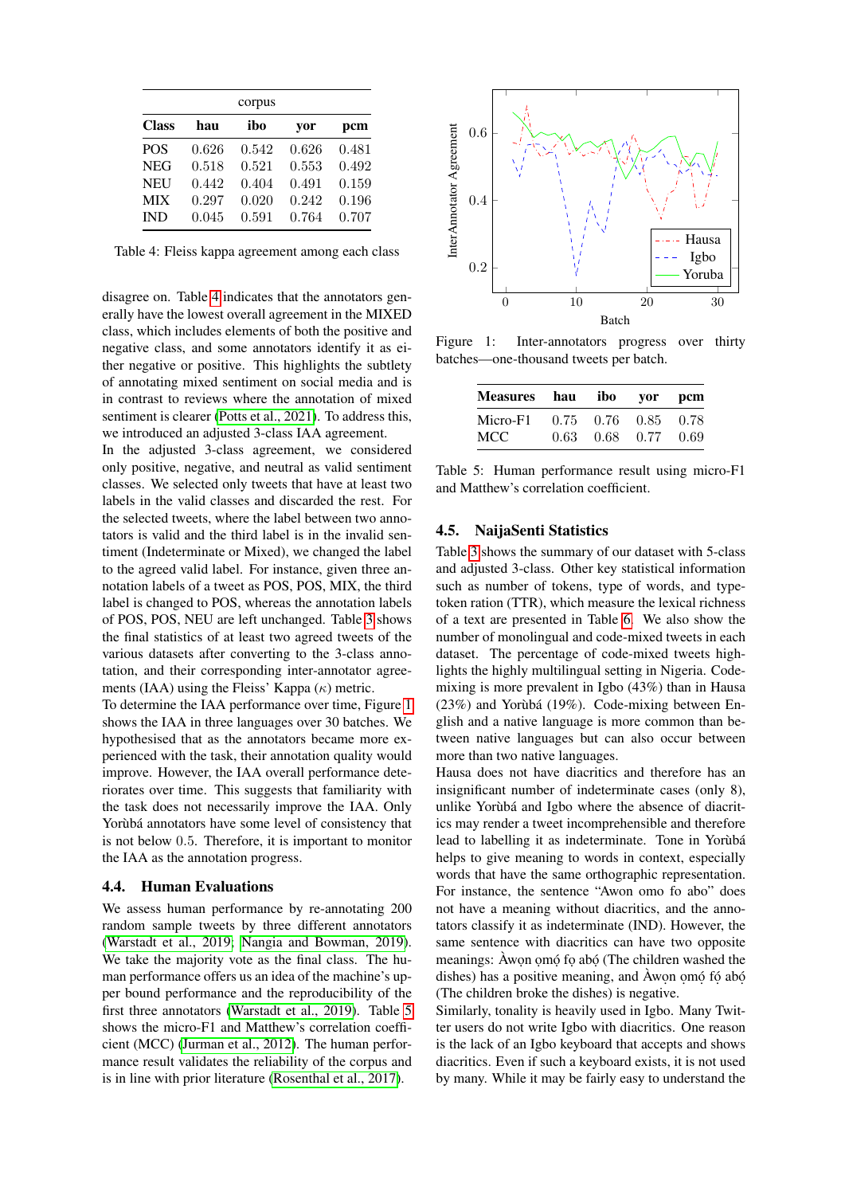| Class | hau | ibo | yor | pcm |
|---|---|---|---|---|
| | corpus | | | |
| POS | 0.626 | 0.542 | 0.626 | 0.481 |
| NEG | 0.518 | 0.521 | 0.553 | 0.492 |
| NEU | 0.442 | 0.404 | 0.491 | 0.159 |
| MIX | 0.297 | 0.020 | 0.242 | 0.196 |
| IND | 0.045 | 0.591 | 0.764 | 0.707 |

Table 4: Fleiss kappa agreement among each class

disagree on. Table 4 indicates that the annotators generally have the lowest overall agreement in the MIXED class, which includes elements of both the positive and negative class, and some annotators identify it as either negative or positive. This highlights the subtlety of annotating mixed sentiment on social media and is in contrast to reviews where the annotation of mixed sentiment is clearer (Potts et al., 2021). To address this, we introduced an adjusted 3-class IAA agreement.

In the adjusted 3-class agreement, we considered only positive, negative, and neutral as valid sentiment classes. We selected only tweets that have at least two labels in the valid classes and discarded the rest. For the selected tweets, where the label between two annotators is valid and the third label is in the invalid sentiment (Indeterminate or Mixed), we changed the label to the agreed valid label. For instance, given three annotation labels of a tweet as POS, POS, MIX, the third label is changed to POS, whereas the annotation labels of POS, POS, NEU are left unchanged. Table 3 shows the final statistics of at least two agreed tweets of the various datasets after converting to the 3-class annotation, and their corresponding inter-annotator agreements (IAA) using the Fleiss' Kappa ($\kappa$) metric.

To determine the IAA performance over time, Figure 1 shows the IAA in three languages over 30 batches. We hypothesised that as the annotators became more experienced with the task, their annotation quality would improve. However, the IAA overall performance deteriorates over time. This suggests that familiarity with the task does not necessarily improve the IAA. Only Yorùbá annotators have some level of consistency that is not below 0.5. Therefore, it is important to monitor the IAA as the annotation progress.

### 4.4. Human Evaluations

We assess human performance by re-annotating 200 random sample tweets by three different annotators (Warstadt et al., 2019; Nangia and Bowman, 2019). We take the majority vote as the final class. The human performance offers us an idea of the machine's upper bound performance and the reproducibility of the first three annotators (Warstadt et al., 2019). Table 5 shows the micro-F1 and Matthew's correlation coefficient (MCC) (Jurman et al., 2012). The human performance result validates the reliability of the corpus and is in line with prior literature (Rosenthal et al., 2017).

Figure 1: Inter-annotators progress over thirty batches—one-thousand tweets per batch.

| Measures | hau | ibo | yor | pcm |
|---|---|---|---|---|
| Micro-F1 | 0.75 | 0.76 | 0.85 | 0.78 |
| MCC | 0.63 | 0.68 | 0.77 | 0.69 |

Table 5: Human performance result using micro-F1 and Matthew's correlation coefficient.

### 4.5. NaijaSenti Statistics

Table 3 shows the summary of our dataset with 5-class and adjusted 3-class. Other key statistical information such as number of tokens, type of words, and type-token ration (TTR), which measure the lexical richness of a text are presented in Table 6. We also show the number of monolingual and code-mixed tweets in each dataset. The percentage of code-mixed tweets highlights the highly multilingual setting in Nigeria. Code-mixing is more prevalent in Igbo (43%) than in Hausa (23%) and Yorùbá (19%). Code-mixing between English and a native language is more common than between native languages but can also occur between more than two native languages.

Hausa does not have diacritics and therefore has an insignificant number of indeterminate cases (only 8), unlike Yorùbá and Igbo where the absence of diacritics may render a tweet incomprehensible and therefore lead to labelling it as indeterminate. Tone in Yorùbá helps to give meaning to words in context, especially words that have the same orthographic representation. For instance, the sentence "Awon omo fo abo" does not have a meaning without diacritics, and the annotators classify it as indeterminate (IND). However, the same sentence with diacritics can have two opposite meanings: Àwọn ọmọ́ fọ abọ́ (The children washed the dishes) has a positive meaning, and Àwọn ọmọ́ fọ́ abọ́ (The children broke the dishes) is negative.

Similarly, tonality is heavily used in Igbo. Many Twitter users do not write Igbo with diacritics. One reason is the lack of an Igbo keyboard that accepts and shows diacritics. Even if such a keyboard exists, it is not used by many. While it may be fairly easy to understand the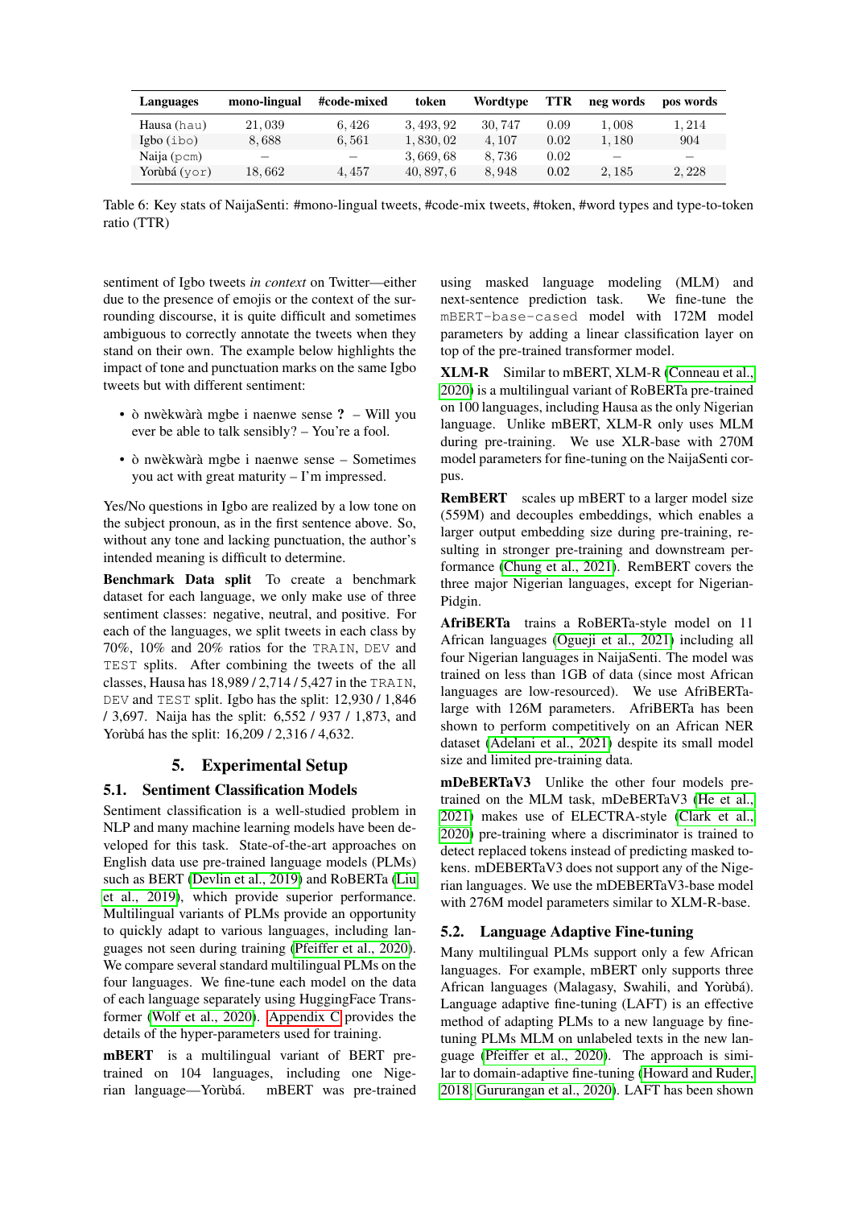| Languages | mono-lingual | #code-mixed | token | Wordtype | TTR | neg words | pos words |
|---|---|---|---|---|---|---|---|
| Hausa (hau) | 21,039 | 6,426 | 3,493,92 | 30,747 | 0.09 | 1,008 | 1,214 |
| Igbo (ibo) | 8,688 | 6,561 | 1,830,02 | 4,107 | 0.02 | 1,180 | 904 |
| Naija (pcm) | – | – | 3,669,68 | 8,736 | 0.02 | – | – |
| Yorùbá (yor) | 18,662 | 4,457 | 40,897,6 | 8,948 | 0.02 | 2,185 | 2,228 |

Table 6: Key stats of NaijaSenti: #mono-lingual tweets, #code-mix tweets, #token, #word types and type-to-token ratio (TTR)

sentiment of Igbo tweets *in context* on Twitter—either due to the presence of emojis or the context of the surrounding discourse, it is quite difficult and sometimes ambiguous to correctly annotate the tweets when they stand on their own. The example below highlights the impact of tone and punctuation marks on the same Igbo tweets but with different sentiment:

- ò nwèkwàrà mgbe i naenwe sense **?** – Will you ever be able to talk sensibly? – You're a fool.
- ò nwèkwàrà mgbe i naenwe sense – Sometimes you act with great maturity – I'm impressed.

Yes/No questions in Igbo are realized by a low tone on the subject pronoun, as in the first sentence above. So, without any tone and lacking punctuation, the author's intended meaning is difficult to determine.

**Benchmark Data split** To create a benchmark dataset for each language, we only make use of three sentiment classes: negative, neutral, and positive. For each of the languages, we split tweets in each class by 70%, 10% and 20% ratios for the TRAIN, DEV and TEST splits. After combining the tweets of the all classes, Hausa has 18,989 / 2,714 / 5,427 in the TRAIN, DEV and TEST split. Igbo has the split: 12,930 / 1,846 / 3,697. Naija has the split: 6,552 / 937 / 1,873, and Yorùbá has the split: 16,209 / 2,316 / 4,632.

# 5. Experimental Setup

## 5.1. Sentiment Classification Models

Sentiment classification is a well-studied problem in NLP and many machine learning models have been developed for this task. State-of-the-art approaches on English data use pre-trained language models (PLMs) such as BERT (Devlin et al., 2019) and RoBERTa (Liu et al., 2019), which provide superior performance. Multilingual variants of PLMs provide an opportunity to quickly adapt to various languages, including languages not seen during training (Pfeiffer et al., 2020). We compare several standard multilingual PLMs on the four languages. We fine-tune each model on the data of each language separately using HuggingFace Transformer (Wolf et al., 2020). Appendix C provides the details of the hyper-parameters used for training.

**mBERT** is a multilingual variant of BERT pre-trained on 104 languages, including one Nigerian language—Yorùbá. mBERT was pre-trained using masked language modeling (MLM) and next-sentence prediction task. We fine-tune the mBERT-base-cased model with 172M model parameters by adding a linear classification layer on top of the pre-trained transformer model.

**XLM-R** Similar to mBERT, XLM-R (Conneau et al., 2020) is a multilingual variant of RoBERTa pre-trained on 100 languages, including Hausa as the only Nigerian language. Unlike mBERT, XLM-R only uses MLM during pre-training. We use XLR-base with 270M model parameters for fine-tuning on the NaijaSenti corpus.

**RemBERT** scales up mBERT to a larger model size (559M) and decouples embeddings, which enables a larger output embedding size during pre-training, resulting in stronger pre-training and downstream performance (Chung et al., 2021). RemBERT covers the three major Nigerian languages, except for Nigerian-Pidgin.

**AfriBERTa** trains a RoBERTa-style model on 11 African languages (Ogueji et al., 2021) including all four Nigerian languages in NaijaSenti. The model was trained on less than 1GB of data (since most African languages are low-resourced). We use AfriBERTa-large with 126M parameters. AfriBERTa has been shown to perform competitively on an African NER dataset (Adelani et al., 2021) despite its small model size and limited pre-training data.

**mDeBERTaV3** Unlike the other four models pre-trained on the MLM task, mDeBERTaV3 (He et al., 2021) makes use of ELECTRA-style (Clark et al., 2020) pre-training where a discriminator is trained to detect replaced tokens instead of predicting masked tokens. mDEBERTaV3 does not support any of the Nigerian languages. We use the mDEBERTaV3-base model with 276M model parameters similar to XLM-R-base.

## 5.2. Language Adaptive Fine-tuning

Many multilingual PLMs support only a few African languages. For example, mBERT only supports three African languages (Malagasy, Swahili, and Yorùbá). Language adaptive fine-tuning (LAFT) is an effective method of adapting PLMs to a new language by fine-tuning PLMs MLM on unlabeled texts in the new language (Pfeiffer et al., 2020). The approach is similar to domain-adaptive fine-tuning (Howard and Ruder, 2018; Gururangan et al., 2020). LAFT has been shown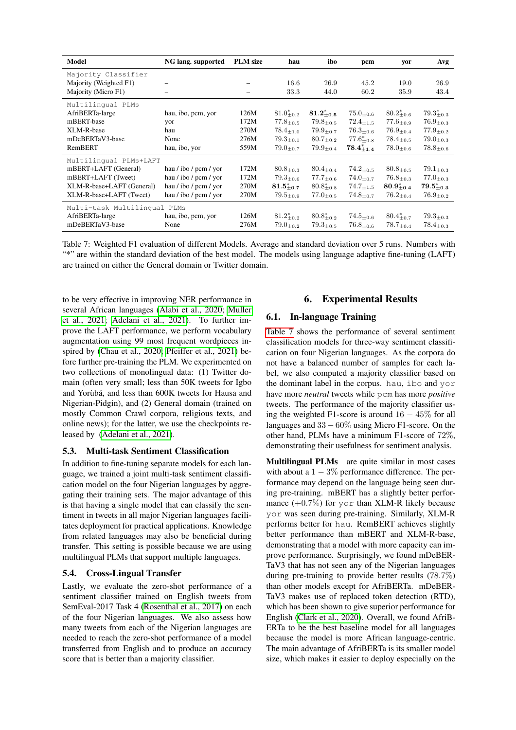| Model | NG lang. supported | PLM size | hau | ibo | pcm | yor | Avg |
|---|---|---|---|---|---|---|---|
| Majority Classifier | | | | | | | |
| Majority (Weighted F1) | – | – | 16.6 | 26.9 | 45.2 | 19.0 | 26.9 |
| Majority (Micro F1) | – | – | 33.3 | 44.0 | 60.2 | 35.9 | 43.4 |
| Multilingual PLMs | | | | | | | |
| AfriBERTa-large | hau, ibo, pcm, yor | 126M | $81.0^{*}_{\pm0.2}$ | $\mathbf{81.2}^{*}_{\pm0.5}$ | $75.0_{\pm0.6}$ | $80.2^{*}_{\pm0.6}$ | $79.3^{*}_{\pm0.3}$ |
| mBERT-base | yor | 172M | $77.8_{\pm0.5}$ | $79.8_{\pm0.5}$ | $72.4_{\pm1.5}$ | $77.6_{\pm0.9}$ | $76.9_{\pm0.3}$ |
| XLM-R-base | hau | 270M | $78.4_{\pm1.0}$ | $79.9_{\pm0.7}$ | $76.3_{\pm0.6}$ | $76.9_{\pm0.4}$ | $77.9_{\pm0.2}$ |
| mDeBERTaV3-base | None | 276M | $79.3_{\pm0.1}$ | $80.7_{\pm0.2}$ | $77.6^{*}_{\pm0.8}$ | $78.4_{\pm0.5}$ | $79.0_{\pm0.3}$ |
| RemBERT | hau, ibo, yor | 559M | $79.0_{\pm0.7}$ | $79.9_{\pm0.4}$ | $\mathbf{78.4}^{*}_{\pm1.4}$ | $78.0_{\pm0.6}$ | $78.8_{\pm0.6}$ |
| Multilingual PLMs+LAFT | | | | | | | |
| mBERT+LAFT (General) | hau / ibo / pcm / yor | 172M | $80.8_{\pm0.3}$ | $80.4_{\pm0.4}$ | $74.2_{\pm0.5}$ | $80.8_{\pm0.5}$ | $79.1_{\pm0.3}$ |
| mBERT+LAFT (Tweet) | hau / ibo / pcm / yor | 172M | $79.3_{\pm0.6}$ | $77.7_{\pm0.6}$ | $74.0_{\pm0.7}$ | $76.8_{\pm0.3}$ | $77.0_{\pm0.3}$ |
| XLM-R-base+LAFT (General) | hau / ibo / pcm / yor | 270M | $\mathbf{81.5}^{*}_{\pm0.7}$ | $80.8^{*}_{\pm0.8}$ | $74.7_{\pm1.5}$ | $\mathbf{80.9}^{*}_{\pm0.4}$ | $\mathbf{79.5}^{*}_{\pm0.3}$ |
| XLM-R-base+LAFT (Tweet) | hau / ibo / pcm / yor | 270M | $79.5_{\pm0.9}$ | $77.0_{\pm0.5}$ | $74.8_{\pm0.7}$ | $76.2_{\pm0.4}$ | $76.9_{\pm0.2}$ |
| Multi-task Multilingual PLMs | | | | | | | |
| AfriBERTa-large | hau, ibo, pcm, yor | 126M | $81.2^{*}_{\pm0.2}$ | $80.8^{*}_{\pm0.2}$ | $74.5_{\pm0.6}$ | $80.4^{*}_{\pm0.7}$ | $79.3_{\pm0.3}$ |
| mDeBERTaV3-base | None | 276M | $79.0_{\pm0.2}$ | $79.3_{\pm0.5}$ | $76.8_{\pm0.6}$ | $78.7_{\pm0.4}$ | $78.4_{\pm0.3}$ |

Table 7: Weighted F1 evaluation of different Models. Average and standard deviation over 5 runs. Numbers with "*" are within the standard deviation of the best model. The models using language adaptive fine-tuning (LAFT) are trained on either the General domain or Twitter domain.

to be very effective in improving NER performance in several African languages (Alabi et al., 2020; Muller et al., 2021; Adelani et al., 2021). To further improve the LAFT performance, we perform vocabulary augmentation using 99 most frequent wordpieces inspired by (Chau et al., 2020; Pfeiffer et al., 2021) before further pre-training the PLM. We experimented on two collections of monolingual data: (1) Twitter domain (often very small; less than 50K tweets for Igbo and Yorùbá, and less than 600K tweets for Hausa and Nigerian-Pidgin), and (2) General domain (trained on mostly Common Crawl corpora, religious texts, and online news); for the latter, we use the checkpoints released by (Adelani et al., 2021).

### 5.3. Multi-task Sentiment Classification

In addition to fine-tuning separate models for each language, we trained a joint multi-task sentiment classification model on the four Nigerian languages by aggregating their training sets. The major advantage of this is that having a single model that can classify the sentiment in tweets in all major Nigerian languages facilitates deployment for practical applications. Knowledge from related languages may also be beneficial during transfer. This setting is possible because we are using multilingual PLMs that support multiple languages.

### 5.4. Cross-Lingual Transfer

Lastly, we evaluate the zero-shot performance of a sentiment classifier trained on English tweets from SemEval-2017 Task 4 (Rosenthal et al., 2017) on each of the four Nigerian languages. We also assess how many tweets from each of the Nigerian languages are needed to reach the zero-shot performance of a model transferred from English and to produce an accuracy score that is better than a majority classifier.

## 6. Experimental Results

### 6.1. In-language Training

Table 7 shows the performance of several sentiment classification models for three-way sentiment classification on four Nigerian languages. As the corpora do not have a balanced number of samples for each label, we also computed a majority classifier based on the dominant label in the corpus. `hau`, `ibo` and `yor` have more *neutral* tweets while `pcm` has more *positive* tweets. The performance of the majority classifier using the weighted F1-score is around $16-45\%$ for all languages and $33-60\%$ using Micro F1-score. On the other hand, PLMs have a minimum F1-score of 72%, demonstrating their usefulness for sentiment analysis.

**Multilingual PLMs** are quite similar in most cases with about a $1-3\%$ performance difference. The performance may depend on the language being seen during pre-training. mBERT has a slightly better performance ($+0.7\%$) for `yor` than XLM-R likely because `yor` was seen during pre-training. Similarly, XLM-R performs better for `hau`. RemBERT achieves slightly better performance than mBERT and XLM-R-base, demonstrating that a model with more capacity can improve performance. Surprisingly, we found mDeBERTaV3 that has not seen any of the Nigerian languages during pre-training to provide better results (78.7%) than other models except for AfriBERTa. mDeBERTaV3 makes use of replaced token detection (RTD), which has been shown to give superior performance for English (Clark et al., 2020). Overall, we found AfriBERTa to be the best baseline model for all languages because the model is more African language-centric. The main advantage of AfriBERTa is its smaller model size, which makes it easier to deploy especially on the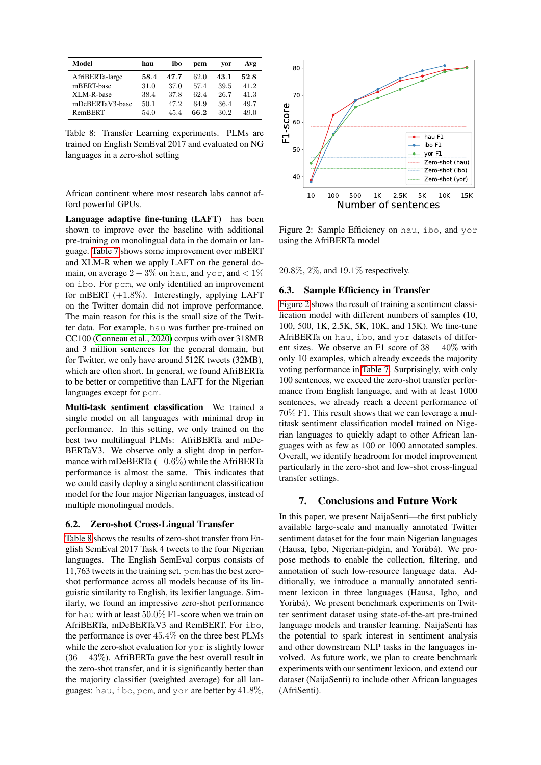| Model | hau | ibo | pcm | yor | Avg |
|---|---|---|---|---|---|
| AfriBERTa-large | **58.4** | **47.7** | 62.0 | **43.1** | **52.8** |
| mBERT-base | 31.0 | 37.0 | 57.4 | 39.5 | 41.2 |
| XLM-R-base | 38.4 | 37.8 | 62.4 | 26.7 | 41.3 |
| mDeBERTaV3-base | 50.1 | 47.2 | 64.9 | 36.4 | 49.7 |
| RemBERT | 54.0 | 45.4 | **66.2** | 30.2 | 49.0 |

Table 8: Transfer Learning experiments. PLMs are trained on English SemEval 2017 and evaluated on NG languages in a zero-shot setting

African continent where most research labs cannot afford powerful GPUs.

**Language adaptive fine-tuning (LAFT)** has been shown to improve over the baseline with additional pre-training on monolingual data in the domain or language. Table 7 shows some improvement over mBERT and XLM-R when we apply LAFT on the general domain, on average $2-3\%$ on hau, and yor, and $< 1\%$ on ibo. For pcm, we only identified an improvement for mBERT ($+1.8\%$). Interestingly, applying LAFT on the Twitter domain did not improve performance. The main reason for this is the small size of the Twitter data. For example, hau was further pre-trained on CC100 (Conneau et al., 2020) corpus with over 318MB and 3 million sentences for the general domain, but for Twitter, we only have around 512K tweets (32MB), which are often short. In general, we found AfriBERTa to be better or competitive than LAFT for the Nigerian languages except for pcm.

**Multi-task sentiment classification** We trained a single model on all languages with minimal drop in performance. In this setting, we only trained on the best two multilingual PLMs: AfriBERTa and mDeBERTaV3. We observe only a slight drop in performance with mDeBERTa ($-0.6\%$) while the AfriBERTa performance is almost the same. This indicates that we could easily deploy a single sentiment classification model for the four major Nigerian languages, instead of multiple monolingual models.

## 6.2. Zero-shot Cross-Lingual Transfer

Table 8 shows the results of zero-shot transfer from English SemEval 2017 Task 4 tweets to the four Nigerian languages. The English SemEval corpus consists of 11,763 tweets in the training set. pcm has the best zero-shot performance across all models because of its linguistic similarity to English, its lexifier language. Similarly, we found an impressive zero-shot performance for hau with at least $50.0\%$ F1-score when we train on AfriBERTa, mDeBERTaV3 and RemBERT. For ibo, the performance is over $45.4\%$ on the three best PLMs while the zero-shot evaluation for yor is slightly lower ($36-43\%$). AfriBERTa gave the best overall result in the zero-shot transfer, and it is significantly better than the majority classifier (weighted average) for all languages: hau, ibo, pcm, and yor are better by $41.8\%$, $20.8\%$, $2\%$, and $19.1\%$ respectively.

Figure 2: Sample Efficiency on hau, ibo, and yor using the AfriBERTa model

## 6.3. Sample Efficiency in Transfer

Figure 2 shows the result of training a sentiment classification model with different numbers of samples (10, 100, 500, 1K, 2.5K, 5K, 10K, and 15K). We fine-tune AfriBERTa on hau, ibo, and yor datasets of different sizes. We observe an F1 score of $38-40\%$ with only 10 examples, which already exceeds the majority voting performance in Table 7. Surprisingly, with only 100 sentences, we exceed the zero-shot transfer performance from English language, and with at least 1000 sentences, we already reach a decent performance of $70\%$ F1. This result shows that we can leverage a multitask sentiment classification model trained on Nigerian languages to quickly adapt to other African languages with as few as 100 or 1000 annotated samples. Overall, we identify headroom for model improvement particularly in the zero-shot and few-shot cross-lingual transfer settings.

# 7. Conclusions and Future Work

In this paper, we present NaijaSenti—the first publicly available large-scale and manually annotated Twitter sentiment dataset for the four main Nigerian languages (Hausa, Igbo, Nigerian-pidgin, and Yorùbá). We propose methods to enable the collection, filtering, and annotation of such low-resource language data. Additionally, we introduce a manually annotated sentiment lexicon in three languages (Hausa, Igbo, and Yorùbá). We present benchmark experiments on Twitter sentiment dataset using state-of-the-art pre-trained language models and transfer learning. NaijaSenti has the potential to spark interest in sentiment analysis and other downstream NLP tasks in the languages involved. As future work, we plan to create benchmark experiments with our sentiment lexicon, and extend our dataset (NaijaSenti) to include other African languages (AfriSenti).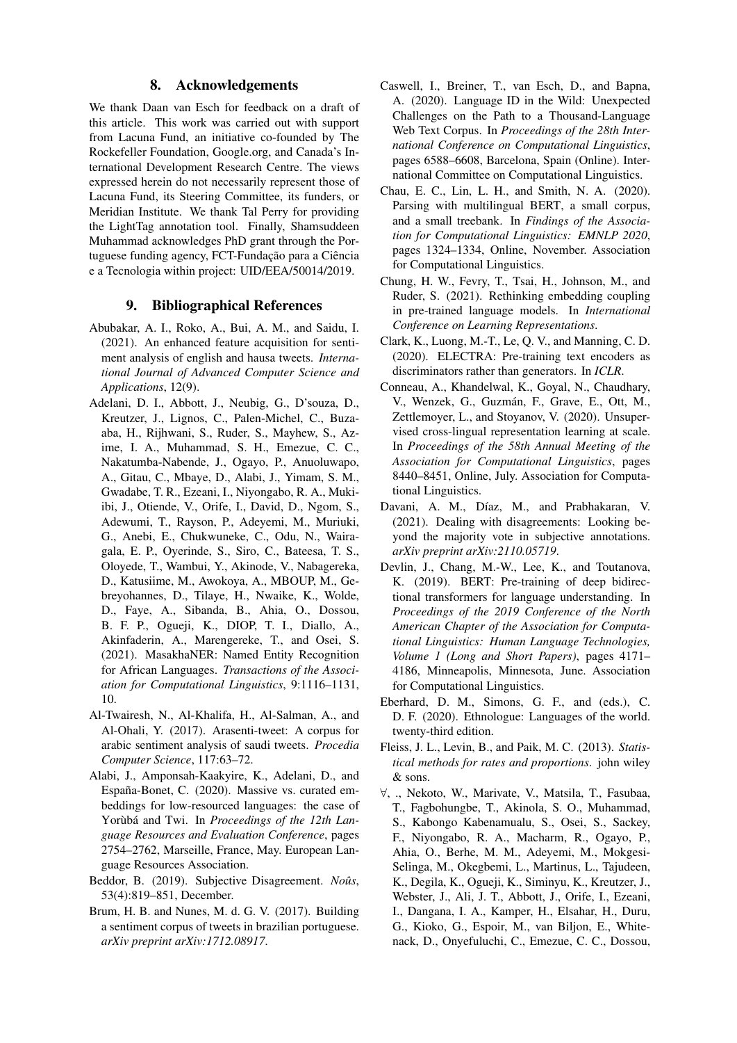## 8. Acknowledgements

We thank Daan van Esch for feedback on a draft of this article. This work was carried out with support from Lacuna Fund, an initiative co-founded by The Rockefeller Foundation, Google.org, and Canada's International Development Research Centre. The views expressed herein do not necessarily represent those of Lacuna Fund, its Steering Committee, its funders, or Meridian Institute. We thank Tal Perry for providing the LightTag annotation tool. Finally, Shamsuddeen Muhammad acknowledges PhD grant through the Portuguese funding agency, FCT-Fundação para a Ciência e a Tecnologia within project: UID/EEA/50014/2019.

## 9. Bibliographical References

Abubakar, A. I., Roko, A., Bui, A. M., and Saidu, I. (2021). An enhanced feature acquisition for sentiment analysis of english and hausa tweets. *International Journal of Advanced Computer Science and Applications*, 12(9).

Adelani, D. I., Abbott, J., Neubig, G., D'souza, D., Kreutzer, J., Lignos, C., Palen-Michel, C., Buzaaba, H., Rijhwani, S., Ruder, S., Mayhew, S., Azime, I. A., Muhammad, S. H., Emezue, C. C., Nakatumba-Nabende, J., Ogayo, P., Anuoluwapo, A., Gitau, C., Mbaye, D., Alabi, J., Yimam, S. M., Gwadabe, T. R., Ezeani, I., Niyongabo, R. A., Mukiibi, J., Otiende, V., Orife, I., David, D., Ngom, S., Adewumi, T., Rayson, P., Adeyemi, M., Muriuki, G., Anebi, E., Chukwuneke, C., Odu, N., Wairagala, E. P., Oyerinde, S., Siro, C., Bateesa, T. S., Oloyede, T., Wambui, Y., Akinode, V., Nabagereka, D., Katusiime, M., Awokoya, A., MBOUP, M., Gebreyohannes, D., Tilaye, H., Nwaike, K., Wolde, D., Faye, A., Sibanda, B., Ahia, O., Dossou, B. F. P., Ogueji, K., DIOP, T. I., Diallo, A., Akinfaderin, A., Marengereke, T., and Osei, S. (2021). MasakhaNER: Named Entity Recognition for African Languages. *Transactions of the Association for Computational Linguistics*, 9:1116–1131, 10.

Al-Twairesh, N., Al-Khalifa, H., Al-Salman, A., and Al-Ohali, Y. (2017). Arasenti-tweet: A corpus for arabic sentiment analysis of saudi tweets. *Procedia Computer Science*, 117:63–72.

Alabi, J., Amponsah-Kaakyire, K., Adelani, D., and España-Bonet, C. (2020). Massive vs. curated embeddings for low-resourced languages: the case of Yorùbá and Twi. In *Proceedings of the 12th Language Resources and Evaluation Conference*, pages 2754–2762, Marseille, France, May. European Language Resources Association.

Beddor, B. (2019). Subjective Disagreement. *Noûs*, 53(4):819–851, December.

Brum, H. B. and Nunes, M. d. G. V. (2017). Building a sentiment corpus of tweets in brazilian portuguese. *arXiv preprint arXiv:1712.08917*.

Caswell, I., Breiner, T., van Esch, D., and Bapna, A. (2020). Language ID in the Wild: Unexpected Challenges on the Path to a Thousand-Language Web Text Corpus. In *Proceedings of the 28th International Conference on Computational Linguistics*, pages 6588–6608, Barcelona, Spain (Online). International Committee on Computational Linguistics.

Chau, E. C., Lin, L. H., and Smith, N. A. (2020). Parsing with multilingual BERT, a small corpus, and a small treebank. In *Findings of the Association for Computational Linguistics: EMNLP 2020*, pages 1324–1334, Online, November. Association for Computational Linguistics.

Chung, H. W., Fevry, T., Tsai, H., Johnson, M., and Ruder, S. (2021). Rethinking embedding coupling in pre-trained language models. In *International Conference on Learning Representations*.

Clark, K., Luong, M.-T., Le, Q. V., and Manning, C. D. (2020). ELECTRA: Pre-training text encoders as discriminators rather than generators. In *ICLR*.

Conneau, A., Khandelwal, K., Goyal, N., Chaudhary, V., Wenzek, G., Guzmán, F., Grave, E., Ott, M., Zettlemoyer, L., and Stoyanov, V. (2020). Unsupervised cross-lingual representation learning at scale. In *Proceedings of the 58th Annual Meeting of the Association for Computational Linguistics*, pages 8440–8451, Online, July. Association for Computational Linguistics.

Davani, A. M., Díaz, M., and Prabhakaran, V. (2021). Dealing with disagreements: Looking beyond the majority vote in subjective annotations. *arXiv preprint arXiv:2110.05719*.

Devlin, J., Chang, M.-W., Lee, K., and Toutanova, K. (2019). BERT: Pre-training of deep bidirectional transformers for language understanding. In *Proceedings of the 2019 Conference of the North American Chapter of the Association for Computational Linguistics: Human Language Technologies, Volume 1 (Long and Short Papers)*, pages 4171–4186, Minneapolis, Minnesota, June. Association for Computational Linguistics.

Eberhard, D. M., Simons, G. F., and (eds.), C. D. F. (2020). Ethnologue: Languages of the world. twenty-third edition.

Fleiss, J. L., Levin, B., and Paik, M. C. (2013). *Statistical methods for rates and proportions*. john wiley & sons.

∀, ., Nekoto, W., Marivate, V., Matsila, T., Fasubaa, T., Fagbohungbe, T., Akinola, S. O., Muhammad, S., Kabongo Kabenamualu, S., Osei, S., Sackey, F., Niyongabo, R. A., Macharm, R., Ogayo, P., Ahia, O., Berhe, M. M., Adeyemi, M., Mokgesi-Selinga, M., Okegbemi, L., Martinus, L., Tajudeen, K., Degila, K., Ogueji, K., Siminyu, K., Kreutzer, J., Webster, J., Ali, J. T., Abbott, J., Orife, I., Ezeani, I., Dangana, I. A., Kamper, H., Elsahar, H., Duru, G., Kioko, G., Espoir, M., van Biljon, E., Whitenack, D., Onyefuluchi, C., Emezue, C. C., Dossou,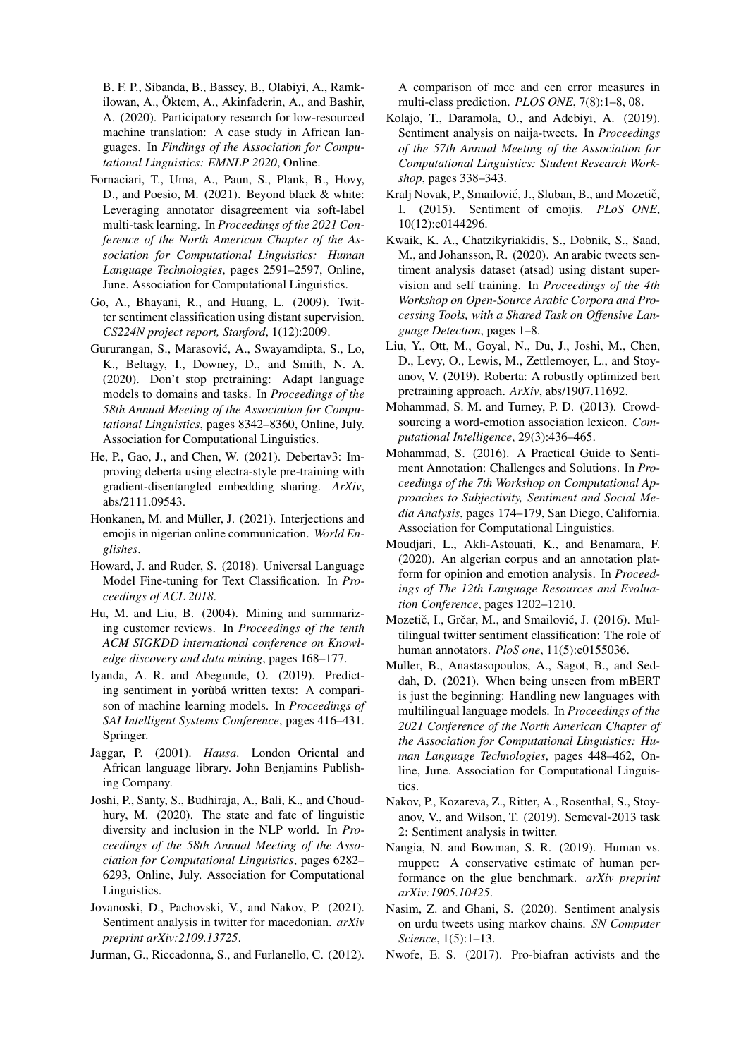B. F. P., Sibanda, B., Bassey, B., Olabiyi, A., Ramkilowan, A., Öktem, A., Akinfaderin, A., and Bashir, A. (2020). Participatory research for low-resourced machine translation: A case study in African languages. In *Findings of the Association for Computational Linguistics: EMNLP 2020*, Online.

Fornaciari, T., Uma, A., Paun, S., Plank, B., Hovy, D., and Poesio, M. (2021). Beyond black & white: Leveraging annotator disagreement via soft-label multi-task learning. In *Proceedings of the 2021 Conference of the North American Chapter of the Association for Computational Linguistics: Human Language Technologies*, pages 2591–2597, Online, June. Association for Computational Linguistics.

Go, A., Bhayani, R., and Huang, L. (2009). Twitter sentiment classification using distant supervision. *CS224N project report, Stanford*, 1(12):2009.

Gururangan, S., Marasović, A., Swayamdipta, S., Lo, K., Beltagy, I., Downey, D., and Smith, N. A. (2020). Don't stop pretraining: Adapt language models to domains and tasks. In *Proceedings of the 58th Annual Meeting of the Association for Computational Linguistics*, pages 8342–8360, Online, July. Association for Computational Linguistics.

He, P., Gao, J., and Chen, W. (2021). Debertav3: Improving deberta using electra-style pre-training with gradient-disentangled embedding sharing. *ArXiv*, abs/2111.09543.

Honkanen, M. and Müller, J. (2021). Interjections and emojis in nigerian online communication. *World Englishes*.

Howard, J. and Ruder, S. (2018). Universal Language Model Fine-tuning for Text Classification. In *Proceedings of ACL 2018*.

Hu, M. and Liu, B. (2004). Mining and summarizing customer reviews. In *Proceedings of the tenth ACM SIGKDD international conference on Knowledge discovery and data mining*, pages 168–177.

Iyanda, A. R. and Abegunde, O. (2019). Predicting sentiment in yorùbá written texts: A comparison of machine learning models. In *Proceedings of SAI Intelligent Systems Conference*, pages 416–431. Springer.

Jaggar, P. (2001). *Hausa*. London Oriental and African language library. John Benjamins Publishing Company.

Joshi, P., Santy, S., Budhiraja, A., Bali, K., and Choudhury, M. (2020). The state and fate of linguistic diversity and inclusion in the NLP world. In *Proceedings of the 58th Annual Meeting of the Association for Computational Linguistics*, pages 6282–6293, Online, July. Association for Computational Linguistics.

Jovanoski, D., Pachovski, V., and Nakov, P. (2021). Sentiment analysis in twitter for macedonian. *arXiv preprint arXiv:2109.13725*.

Jurman, G., Riccadonna, S., and Furlanello, C. (2012). A comparison of mcc and cen error measures in multi-class prediction. *PLOS ONE*, 7(8):1–8, 08.

Kolajo, T., Daramola, O., and Adebiyi, A. (2019). Sentiment analysis on naija-tweets. In *Proceedings of the 57th Annual Meeting of the Association for Computational Linguistics: Student Research Workshop*, pages 338–343.

Kralj Novak, P., Smailović, J., Sluban, B., and Mozetič, I. (2015). Sentiment of emojis. *PLoS ONE*, 10(12):e0144296.

Kwaik, K. A., Chatzikyriakidis, S., Dobnik, S., Saad, M., and Johansson, R. (2020). An arabic tweets sentiment analysis dataset (atsad) using distant supervision and self training. In *Proceedings of the 4th Workshop on Open-Source Arabic Corpora and Processing Tools, with a Shared Task on Offensive Language Detection*, pages 1–8.

Liu, Y., Ott, M., Goyal, N., Du, J., Joshi, M., Chen, D., Levy, O., Lewis, M., Zettlemoyer, L., and Stoyanov, V. (2019). Roberta: A robustly optimized bert pretraining approach. *ArXiv*, abs/1907.11692.

Mohammad, S. M. and Turney, P. D. (2013). Crowdsourcing a word-emotion association lexicon. *Computational Intelligence*, 29(3):436–465.

Mohammad, S. (2016). A Practical Guide to Sentiment Annotation: Challenges and Solutions. In *Proceedings of the 7th Workshop on Computational Approaches to Subjectivity, Sentiment and Social Media Analysis*, pages 174–179, San Diego, California. Association for Computational Linguistics.

Moudjari, L., Akli-Astouati, K., and Benamara, F. (2020). An algerian corpus and an annotation platform for opinion and emotion analysis. In *Proceedings of The 12th Language Resources and Evaluation Conference*, pages 1202–1210.

Mozetič, I., Grčar, M., and Smailović, J. (2016). Multilingual twitter sentiment classification: The role of human annotators. *PloS one*, 11(5):e0155036.

Muller, B., Anastasopoulos, A., Sagot, B., and Seddah, D. (2021). When being unseen from mBERT is just the beginning: Handling new languages with multilingual language models. In *Proceedings of the 2021 Conference of the North American Chapter of the Association for Computational Linguistics: Human Language Technologies*, pages 448–462, Online, June. Association for Computational Linguistics.

Nakov, P., Kozareva, Z., Ritter, A., Rosenthal, S., Stoyanov, V., and Wilson, T. (2019). Semeval-2013 task 2: Sentiment analysis in twitter.

Nangia, N. and Bowman, S. R. (2019). Human vs. muppet: A conservative estimate of human performance on the glue benchmark. *arXiv preprint arXiv:1905.10425*.

Nasim, Z. and Ghani, S. (2020). Sentiment analysis on urdu tweets using markov chains. *SN Computer Science*, 1(5):1–13.

Nwofe, E. S. (2017). Pro-biafran activists and the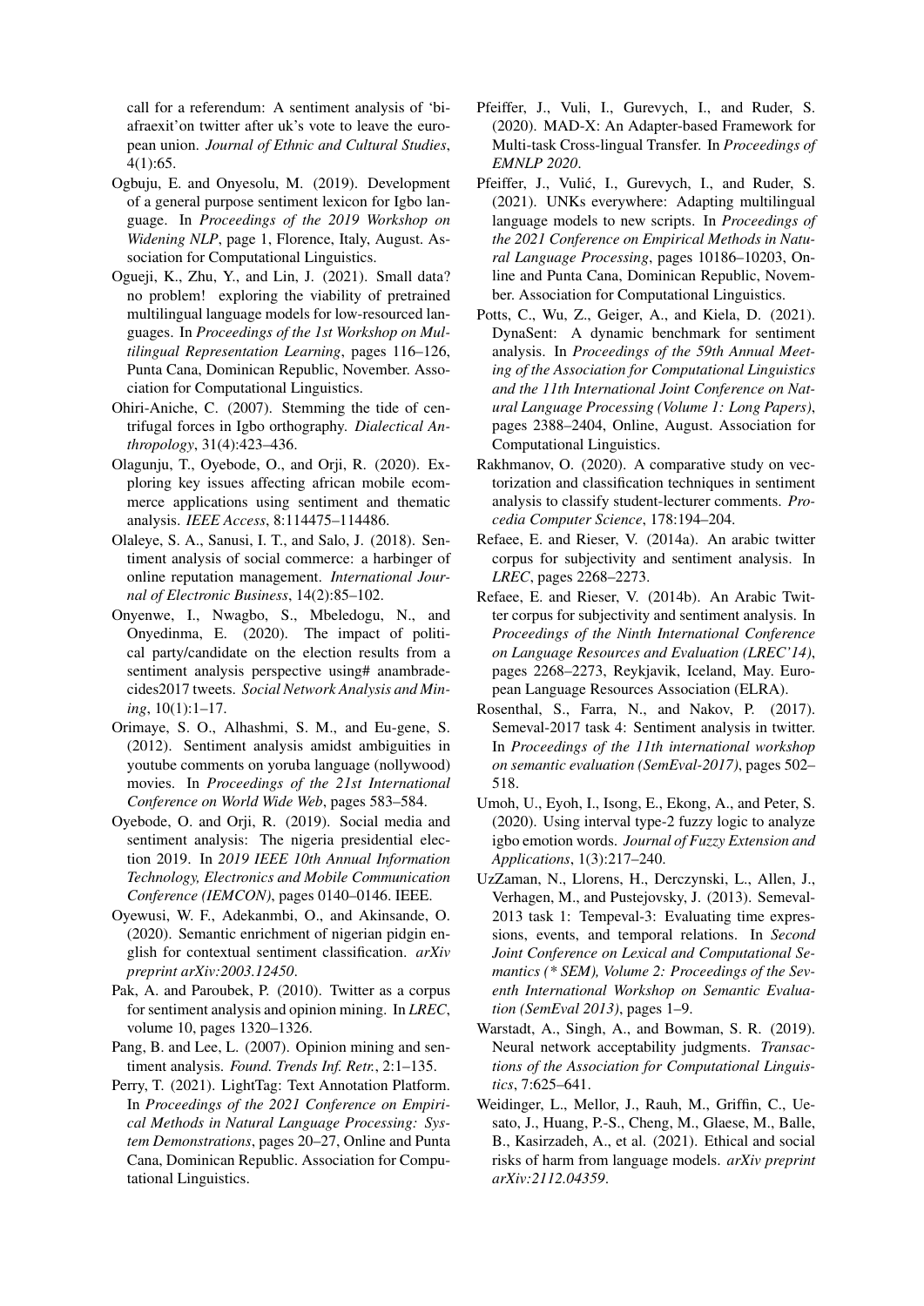call for a referendum: A sentiment analysis of 'biafraexit'on twitter after uk's vote to leave the european union. *Journal of Ethnic and Cultural Studies*, 4(1):65.

Ogbuju, E. and Onyesolu, M. (2019). Development of a general purpose sentiment lexicon for Igbo language. In *Proceedings of the 2019 Workshop on Widening NLP*, page 1, Florence, Italy, August. Association for Computational Linguistics.

Ogueji, K., Zhu, Y., and Lin, J. (2021). Small data? no problem! exploring the viability of pretrained multilingual language models for low-resourced languages. In *Proceedings of the 1st Workshop on Multilingual Representation Learning*, pages 116–126, Punta Cana, Dominican Republic, November. Association for Computational Linguistics.

Ohiri-Aniche, C. (2007). Stemming the tide of centrifugal forces in Igbo orthography. *Dialectical Anthropology*, 31(4):423–436.

Olagunju, T., Oyebode, O., and Orji, R. (2020). Exploring key issues affecting african mobile ecommerce applications using sentiment and thematic analysis. *IEEE Access*, 8:114475–114486.

Olaleye, S. A., Sanusi, I. T., and Salo, J. (2018). Sentiment analysis of social commerce: a harbinger of online reputation management. *International Journal of Electronic Business*, 14(2):85–102.

Onyenwe, I., Nwagbo, S., Mbeledogu, N., and Onyedinma, E. (2020). The impact of political party/candidate on the election results from a sentiment analysis perspective using# anambradecides2017 tweets. *Social Network Analysis and Mining*, 10(1):1–17.

Orimaye, S. O., Alhashmi, S. M., and Eu-gene, S. (2012). Sentiment analysis amidst ambiguities in youtube comments on yoruba language (nollywood) movies. In *Proceedings of the 21st International Conference on World Wide Web*, pages 583–584.

Oyebode, O. and Orji, R. (2019). Social media and sentiment analysis: The nigeria presidential election 2019. In *2019 IEEE 10th Annual Information Technology, Electronics and Mobile Communication Conference (IEMCON)*, pages 0140–0146. IEEE.

Oyewusi, W. F., Adekanmbi, O., and Akinsande, O. (2020). Semantic enrichment of nigerian pidgin english for contextual sentiment classification. *arXiv preprint arXiv:2003.12450*.

Pak, A. and Paroubek, P. (2010). Twitter as a corpus for sentiment analysis and opinion mining. In *LREC*, volume 10, pages 1320–1326.

Pang, B. and Lee, L. (2007). Opinion mining and sentiment analysis. *Found. Trends Inf. Retr.*, 2:1–135.

Perry, T. (2021). LightTag: Text Annotation Platform. In *Proceedings of the 2021 Conference on Empirical Methods in Natural Language Processing: System Demonstrations*, pages 20–27, Online and Punta Cana, Dominican Republic. Association for Computational Linguistics.

Pfeiffer, J., Vuli, I., Gurevych, I., and Ruder, S. (2020). MAD-X: An Adapter-based Framework for Multi-task Cross-lingual Transfer. In *Proceedings of EMNLP 2020*.

Pfeiffer, J., Vulić, I., Gurevych, I., and Ruder, S. (2021). UNKs everywhere: Adapting multilingual language models to new scripts. In *Proceedings of the 2021 Conference on Empirical Methods in Natural Language Processing*, pages 10186–10203, Online and Punta Cana, Dominican Republic, November. Association for Computational Linguistics.

Potts, C., Wu, Z., Geiger, A., and Kiela, D. (2021). DynaSent: A dynamic benchmark for sentiment analysis. In *Proceedings of the 59th Annual Meeting of the Association for Computational Linguistics and the 11th International Joint Conference on Natural Language Processing (Volume 1: Long Papers)*, pages 2388–2404, Online, August. Association for Computational Linguistics.

Rakhmanov, O. (2020). A comparative study on vectorization and classification techniques in sentiment analysis to classify student-lecturer comments. *Procedia Computer Science*, 178:194–204.

Refaee, E. and Rieser, V. (2014a). An arabic twitter corpus for subjectivity and sentiment analysis. In *LREC*, pages 2268–2273.

Refaee, E. and Rieser, V. (2014b). An Arabic Twitter corpus for subjectivity and sentiment analysis. In *Proceedings of the Ninth International Conference on Language Resources and Evaluation (LREC'14)*, pages 2268–2273, Reykjavik, Iceland, May. European Language Resources Association (ELRA).

Rosenthal, S., Farra, N., and Nakov, P. (2017). Semeval-2017 task 4: Sentiment analysis in twitter. In *Proceedings of the 11th international workshop on semantic evaluation (SemEval-2017)*, pages 502–518.

Umoh, U., Eyoh, I., Isong, E., Ekong, A., and Peter, S. (2020). Using interval type-2 fuzzy logic to analyze igbo emotion words. *Journal of Fuzzy Extension and Applications*, 1(3):217–240.

UzZaman, N., Llorens, H., Derczynski, L., Allen, J., Verhagen, M., and Pustejovsky, J. (2013). Semeval-2013 task 1: Tempeval-3: Evaluating time expressions, events, and temporal relations. In *Second Joint Conference on Lexical and Computational Semantics (* SEM), Volume 2: Proceedings of the Seventh International Workshop on Semantic Evaluation (SemEval 2013)*, pages 1–9.

Warstadt, A., Singh, A., and Bowman, S. R. (2019). Neural network acceptability judgments. *Transactions of the Association for Computational Linguistics*, 7:625–641.

Weidinger, L., Mellor, J., Rauh, M., Griffin, C., Uesato, J., Huang, P.-S., Cheng, M., Glaese, M., Balle, B., Kasirzadeh, A., et al. (2021). Ethical and social risks of harm from language models. *arXiv preprint arXiv:2112.04359*.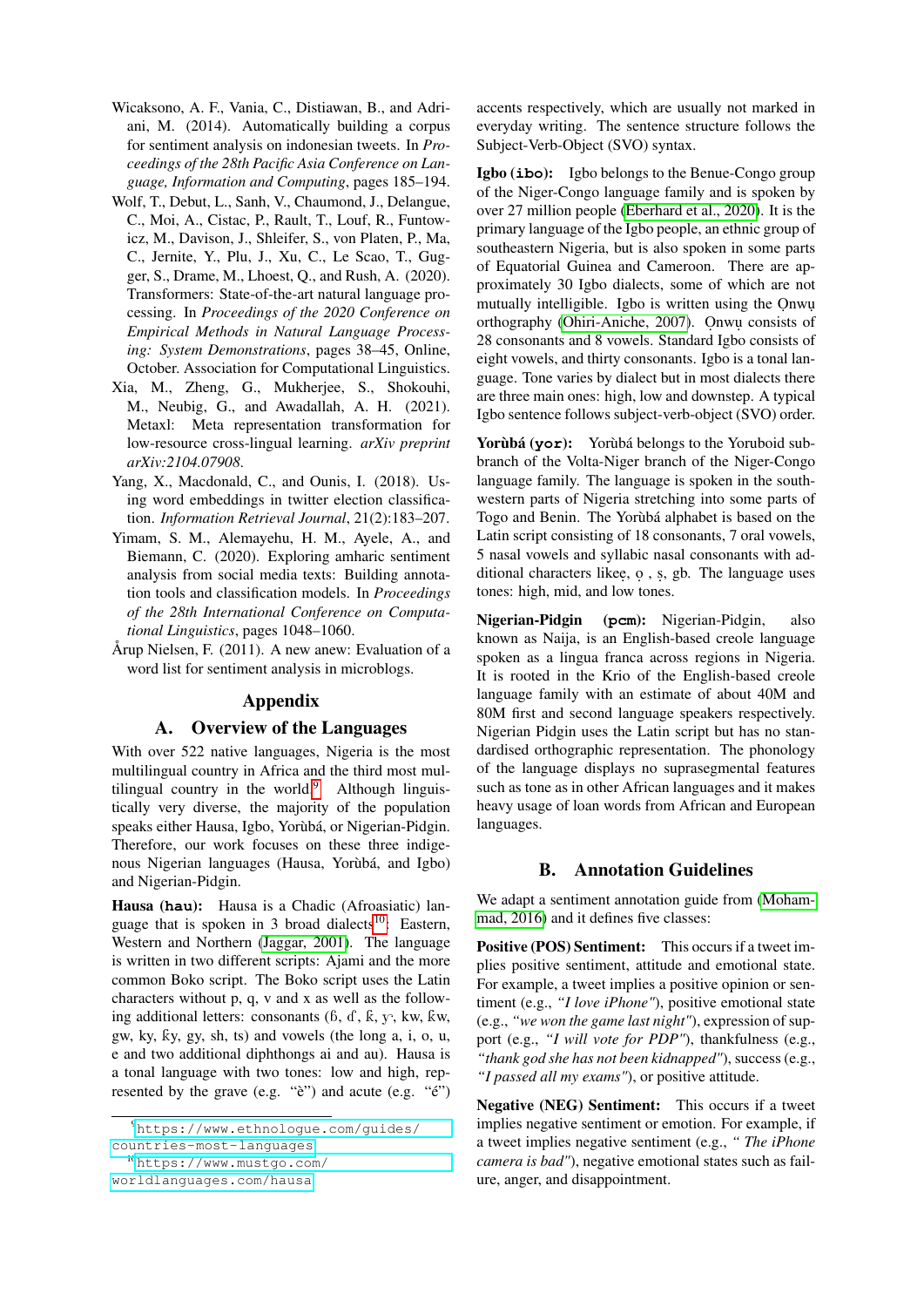Wicaksono, A. F., Vania, C., Distiawan, B., and Adriani, M. (2014). Automatically building a corpus for sentiment analysis on indonesian tweets. In *Proceedings of the 28th Pacific Asia Conference on Language, Information and Computing*, pages 185–194.

Wolf, T., Debut, L., Sanh, V., Chaumond, J., Delangue, C., Moi, A., Cistac, P., Rault, T., Louf, R., Funtowicz, M., Davison, J., Shleifer, S., von Platen, P., Ma, C., Jernite, Y., Plu, J., Xu, C., Le Scao, T., Gugger, S., Drame, M., Lhoest, Q., and Rush, A. (2020). Transformers: State-of-the-art natural language processing. In *Proceedings of the 2020 Conference on Empirical Methods in Natural Language Processing: System Demonstrations*, pages 38–45, Online, October. Association for Computational Linguistics.

Xia, M., Zheng, G., Mukherjee, S., Shokouhi, M., Neubig, G., and Awadallah, A. H. (2021). Metaxl: Meta representation transformation for low-resource cross-lingual learning. *arXiv preprint arXiv:2104.07908*.

Yang, X., Macdonald, C., and Ounis, I. (2018). Using word embeddings in twitter election classification. *Information Retrieval Journal*, 21(2):183–207.

Yimam, S. M., Alemayehu, H. M., Ayele, A., and Biemann, C. (2020). Exploring amharic sentiment analysis from social media texts: Building annotation tools and classification models. In *Proceedings of the 28th International Conference on Computational Linguistics*, pages 1048–1060.

Årup Nielsen, F. (2011). A new anew: Evaluation of a word list for sentiment analysis in microblogs.

# Appendix

## A. Overview of the Languages

With over 522 native languages, Nigeria is the most multilingual country in Africa and the third most multilingual country in the world.[9] Although linguistically very diverse, the majority of the population speaks either Hausa, Igbo, Yorùbá, or Nigerian-Pidgin. Therefore, our work focuses on these three indigenous Nigerian languages (Hausa, Yorùbá, and Igbo) and Nigerian-Pidgin.

**Hausa (`hau`):** Hausa is a Chadic (Afroasiatic) language that is spoken in 3 broad dialects[10]: Eastern, Western and Northern (Jaggar, 2001). The language is written in two different scripts: Ajami and the more common Boko script. The Boko script uses the Latin characters without p, q, v and x as well as the following additional letters: consonants (ɓ, ɗ, ƙ, ƴ, kw, ƙw, gw, ky, ƙy, gy, sh, ts) and vowels (the long a, i, o, u, e and two additional diphthongs ai and au). Hausa is a tonal language with two tones: low and high, represented by the grave (e.g. "è") and acute (e.g. "é") accents respectively, which are usually not marked in everyday writing. The sentence structure follows the Subject-Verb-Object (SVO) syntax.

**Igbo (`ibo`):** Igbo belongs to the Benue-Congo group of the Niger-Congo language family and is spoken by over 27 million people (Eberhard et al., 2020). It is the primary language of the Igbo people, an ethnic group of southeastern Nigeria, but is also spoken in some parts of Equatorial Guinea and Cameroon. There are approximately 30 Igbo dialects, some of which are not mutually intelligible. Igbo is written using the Ọnwụ orthography (Ohiri-Aniche, 2007). Ọnwụ consists of 28 consonants and 8 vowels. Standard Igbo consists of eight vowels, and thirty consonants. Igbo is a tonal language. Tone varies by dialect but in most dialects there are three main ones: high, low and downstep. A typical Igbo sentence follows subject-verb-object (SVO) order.

**Yorùbá (`yor`):** Yorùbá belongs to the Yoruboid subbranch of the Volta-Niger branch of the Niger-Congo language family. The language is spoken in the southwestern parts of Nigeria stretching into some parts of Togo and Benin. The Yorùbá alphabet is based on the Latin script consisting of 18 consonants, 7 oral vowels, 5 nasal vowels and syllabic nasal consonants with additional characters likeẹ, ọ , ṣ, gb. The language uses tones: high, mid, and low tones.

**Nigerian-Pidgin (`pcm`):** Nigerian-Pidgin, also known as Naija, is an English-based creole language spoken as a lingua franca across regions in Nigeria. It is rooted in the Krio of the English-based creole language family with an estimate of about 40M and 80M first and second language speakers respectively. Nigerian Pidgin uses the Latin script but has no standardised orthographic representation. The phonology of the language displays no suprasegmental features such as tone as in other African languages and it makes heavy usage of loan words from African and European languages.

## B. Annotation Guidelines

We adapt a sentiment annotation guide from (Mohammad, 2016) and it defines five classes:

**Positive (POS) Sentiment:** This occurs if a tweet implies positive sentiment, attitude and emotional state. For example, a tweet implies a positive opinion or sentiment (e.g., *"I love iPhone"*), positive emotional state (e.g., *"we won the game last night"*), expression of support (e.g., *"I will vote for PDP"*), thankfulness (e.g., *"thank god she has not been kidnapped"*), success (e.g., *"I passed all my exams"*), or positive attitude.

**Negative (NEG) Sentiment:** This occurs if a tweet implies negative sentiment or emotion. For example, if a tweet implies negative sentiment (e.g., *" The iPhone camera is bad"*), negative emotional states such as failure, anger, and disappointment.

[9] https://www.ethnologue.com/guides/countries-most-languages

[10] https://www.mustgo.com/worldlanguages.com/hausa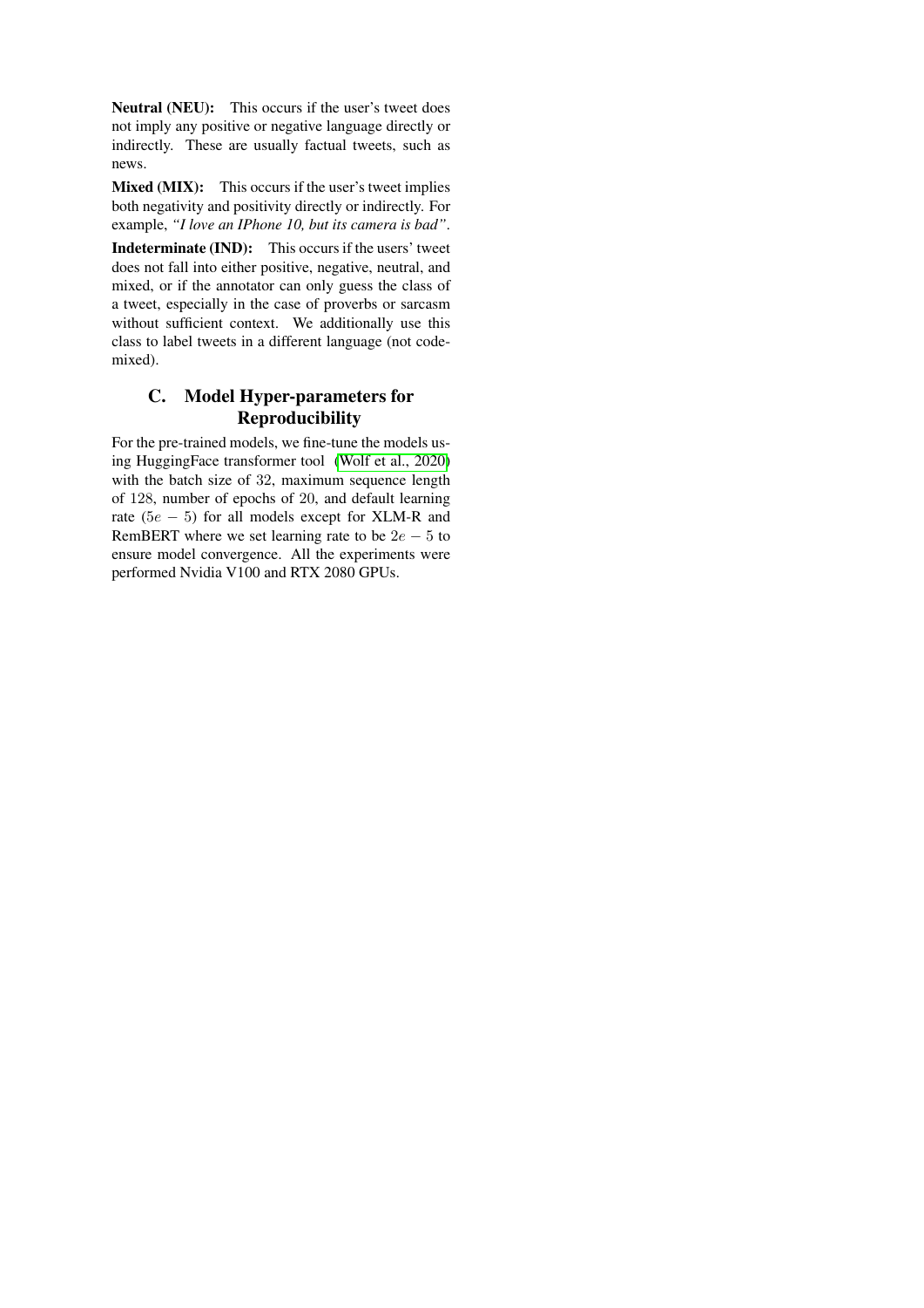**Neutral (NEU):** This occurs if the user's tweet does not imply any positive or negative language directly or indirectly. These are usually factual tweets, such as news.

**Mixed (MIX):** This occurs if the user's tweet implies both negativity and positivity directly or indirectly. For example, *"I love an IPhone 10, but its camera is bad"*.

**Indeterminate (IND):** This occurs if the users' tweet does not fall into either positive, negative, neutral, and mixed, or if the annotator can only guess the class of a tweet, especially in the case of proverbs or sarcasm without sufficient context. We additionally use this class to label tweets in a different language (not code-mixed).

## C. Model Hyper-parameters for Reproducibility

For the pre-trained models, we fine-tune the models using HuggingFace transformer tool (Wolf et al., 2020) with the batch size of 32, maximum sequence length of 128, number of epochs of 20, and default learning rate ($5e-5$) for all models except for XLM-R and RemBERT where we set learning rate to be $2e-5$ to ensure model convergence. All the experiments were performed Nvidia V100 and RTX 2080 GPUs.